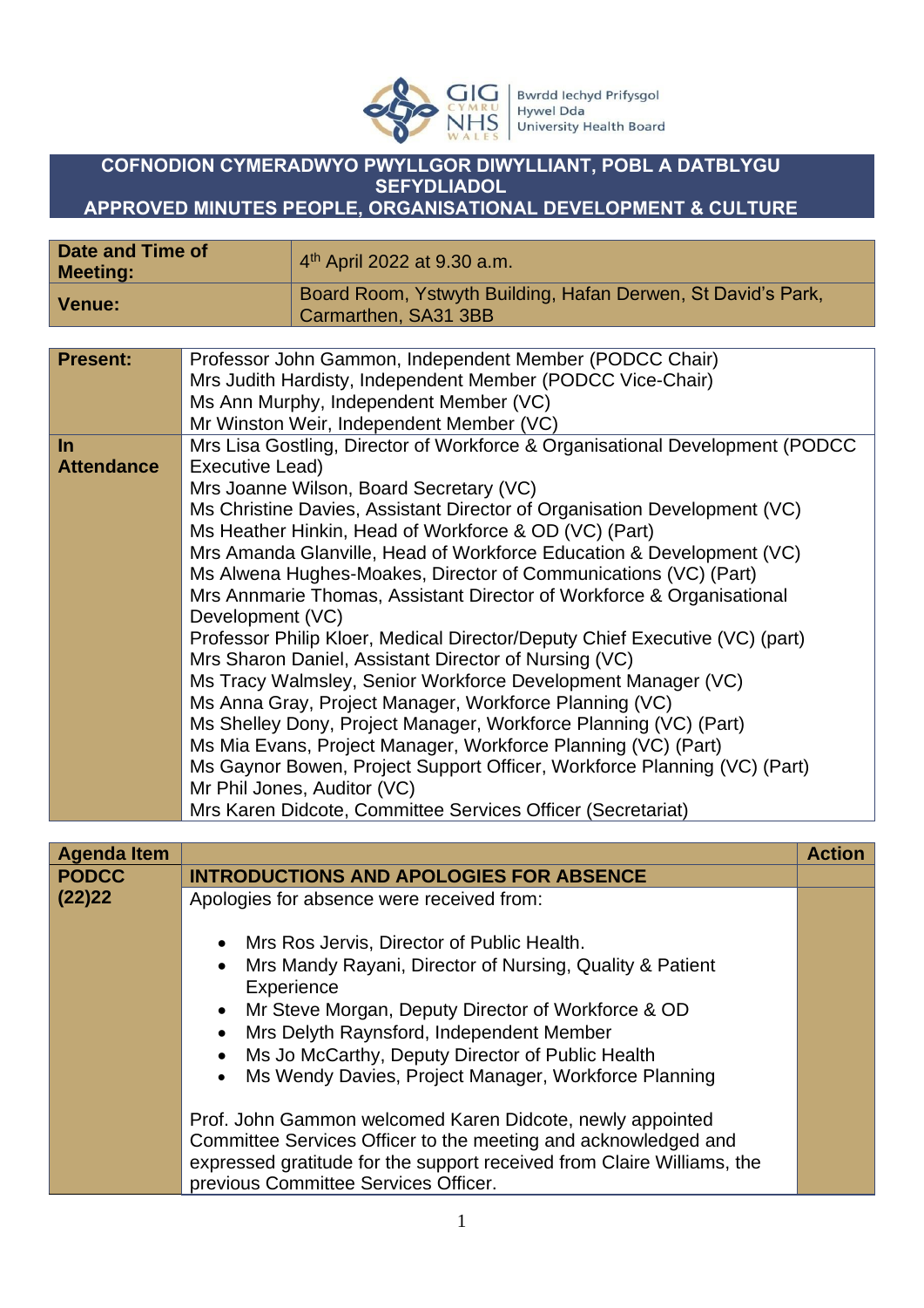# COFNODION CYMERADWYO PWYLLGOR DIWYLLIANT, POBL A DATBLYGU SEFYDLIADOL
# APPROVED MINUTES PEOPLE, ORGANISATIONAL DEVELOPMENT & CULTURE

| Date and Time of Meeting: | 4th April 2022 at 9.30 a.m. |
|---|---|
| Venue: | Board Room, Ystwyth Building, Hafan Derwen, St David's Park, Carmarthen, SA31 3BB |

| | |
|---|---|
| **Present:** | Professor John Gammon, Independent Member (PODCC Chair)<br>Mrs Judith Hardisty, Independent Member (PODCC Vice-Chair)<br>Ms Ann Murphy, Independent Member (VC)<br>Mr Winston Weir, Independent Member (VC) |
| **In Attendance** | Mrs Lisa Gostling, Director of Workforce & Organisational Development (PODCC Executive Lead)<br>Mrs Joanne Wilson, Board Secretary (VC)<br>Ms Christine Davies, Assistant Director of Organisation Development (VC)<br>Ms Heather Hinkin, Head of Workforce & OD (VC) (Part)<br>Mrs Amanda Glanville, Head of Workforce Education & Development (VC)<br>Ms Alwena Hughes-Moakes, Director of Communications (VC) (Part)<br>Mrs Annmarie Thomas, Assistant Director of Workforce & Organisational Development (VC)<br>Professor Philip Kloer, Medical Director/Deputy Chief Executive (VC) (part)<br>Mrs Sharon Daniel, Assistant Director of Nursing (VC)<br>Ms Tracy Walmsley, Senior Workforce Development Manager (VC)<br>Ms Anna Gray, Project Manager, Workforce Planning (VC)<br>Ms Shelley Dony, Project Manager, Workforce Planning (VC) (Part)<br>Ms Mia Evans, Project Manager, Workforce Planning (VC) (Part)<br>Ms Gaynor Bowen, Project Support Officer, Workforce Planning (VC) (Part)<br>Mr Phil Jones, Auditor (VC)<br>Mrs Karen Didcote, Committee Services Officer (Secretariat) |

| Agenda Item | | Action |
|---|---|---|
| **PODCC (22)22** | **INTRODUCTIONS AND APOLOGIES FOR ABSENCE** | |
| | Apologies for absence were received from:<br><br>• Mrs Ros Jervis, Director of Public Health.<br>• Mrs Mandy Rayani, Director of Nursing, Quality & Patient Experience<br>• Mr Steve Morgan, Deputy Director of Workforce & OD<br>• Mrs Delyth Raynsford, Independent Member<br>• Ms Jo McCarthy, Deputy Director of Public Health<br>• Ms Wendy Davies, Project Manager, Workforce Planning<br><br>Prof. John Gammon welcomed Karen Didcote, newly appointed Committee Services Officer to the meeting and acknowledged and expressed gratitude for the support received from Claire Williams, the previous Committee Services Officer. | |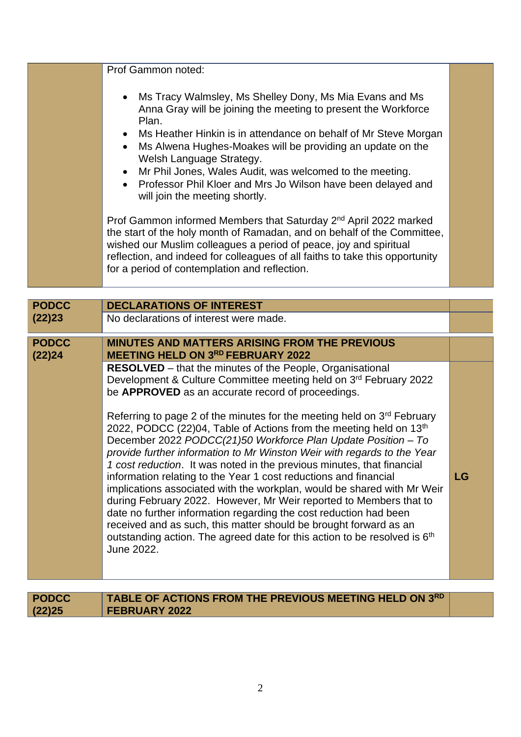| | | |
|---|---|---|
| | Prof Gammon noted:<br><br>• Ms Tracy Walmsley, Ms Shelley Dony, Ms Mia Evans and Ms Anna Gray will be joining the meeting to present the Workforce Plan.<br>• Ms Heather Hinkin is in attendance on behalf of Mr Steve Morgan<br>• Ms Alwena Hughes-Moakes will be providing an update on the Welsh Language Strategy.<br>• Mr Phil Jones, Wales Audit, was welcomed to the meeting.<br>• Professor Phil Kloer and Mrs Jo Wilson have been delayed and will join the meeting shortly.<br><br>Prof Gammon informed Members that Saturday 2nd April 2022 marked the start of the holy month of Ramadan, and on behalf of the Committee, wished our Muslim colleagues a period of peace, joy and spiritual reflection, and indeed for colleagues of all faiths to take this opportunity for a period of contemplation and reflection. | |

| | | |
|---|---|---|
| **PODCC (22)23** | **DECLARATIONS OF INTEREST** | |
| | No declarations of interest were made. | |

| | | |
|---|---|---|
| **PODCC (22)24** | **MINUTES AND MATTERS ARISING FROM THE PREVIOUS MEETING HELD ON 3RD FEBRUARY 2022** | |
| | **RESOLVED** – that the minutes of the People, Organisational Development & Culture Committee meeting held on 3rd February 2022 be **APPROVED** as an accurate record of proceedings.<br><br>Referring to page 2 of the minutes for the meeting held on 3rd February 2022, PODCC (22)04, Table of Actions from the meeting held on 13th December 2022 *PODCC(21)50 Workforce Plan Update Position – To provide further information to Mr Winston Weir with regards to the Year 1 cost reduction*. It was noted in the previous minutes, that financial information relating to the Year 1 cost reductions and financial implications associated with the workplan, would be shared with Mr Weir during February 2022. However, Mr Weir reported to Members that to date no further information regarding the cost reduction had been received and as such, this matter should be brought forward as an outstanding action. The agreed date for this action to be resolved is 6th June 2022. | **LG** |

| | | |
|---|---|---|
| **PODCC (22)25** | **TABLE OF ACTIONS FROM THE PREVIOUS MEETING HELD ON 3RD FEBRUARY 2022** | |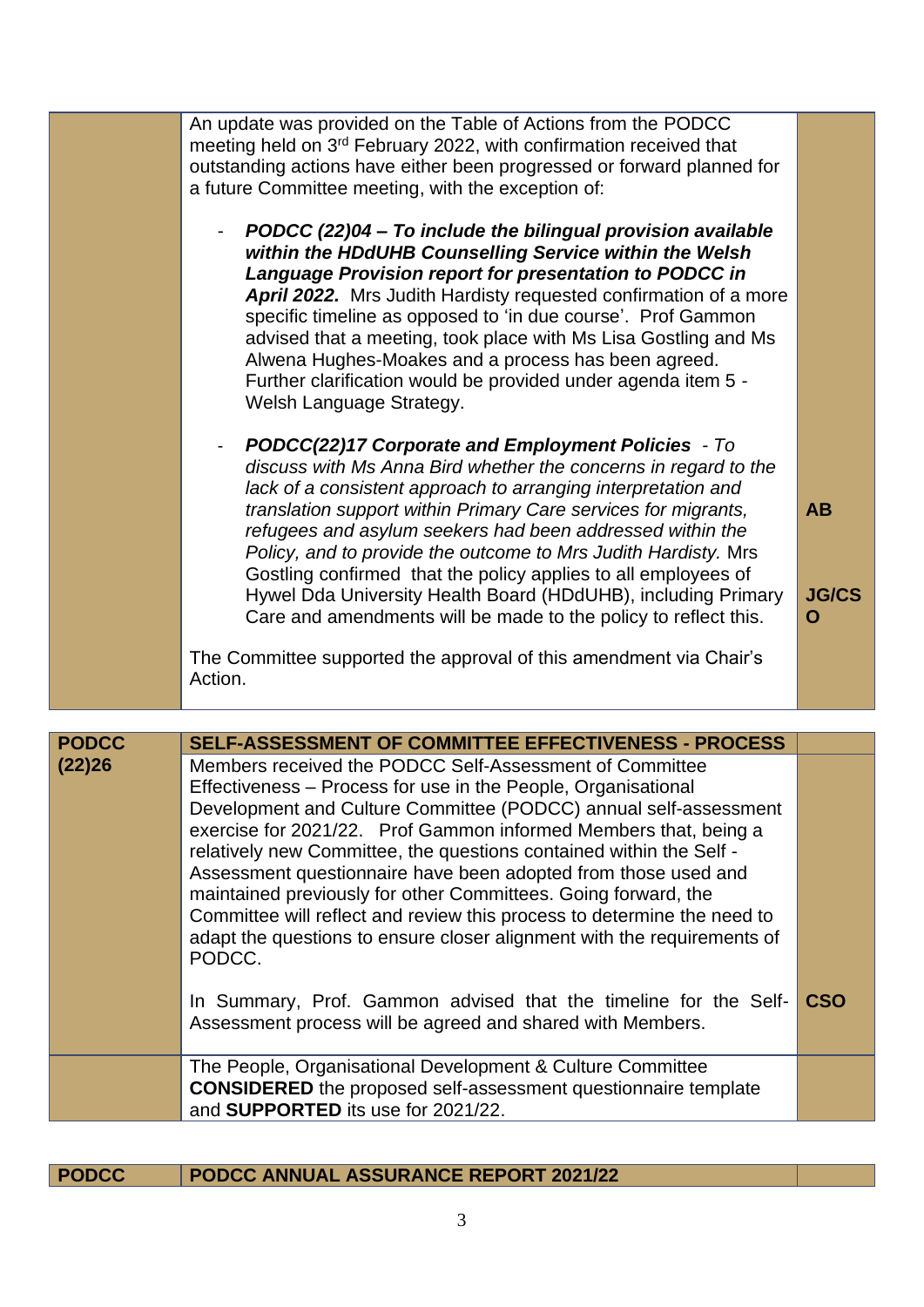| | | |
|---|---|---|
| | An update was provided on the Table of Actions from the PODCC meeting held on 3rd February 2022, with confirmation received that outstanding actions have either been progressed or forward planned for a future Committee meeting, with the exception of:<br><br>- ***PODCC (22)04 – To include the bilingual provision available within the HDdUHB Counselling Service within the Welsh Language Provision report for presentation to PODCC in April 2022.*** Mrs Judith Hardisty requested confirmation of a more specific timeline as opposed to 'in due course'. Prof Gammon advised that a meeting, took place with Ms Lisa Gostling and Ms Alwena Hughes-Moakes and a process has been agreed. Further clarification would be provided under agenda item 5 - Welsh Language Strategy.<br><br>- ***PODCC(22)17 Corporate and Employment Policies*** *- To discuss with Ms Anna Bird whether the concerns in regard to the lack of a consistent approach to arranging interpretation and translation support within Primary Care services for migrants, refugees and asylum seekers had been addressed within the Policy, and to provide the outcome to Mrs Judith Hardisty.* Mrs Gostling confirmed that the policy applies to all employees of Hywel Dda University Health Board (HDdUHB), including Primary Care and amendments will be made to the policy to reflect this.<br><br>The Committee supported the approval of this amendment via Chair's Action. | **AB**<br><br>**JG/CSO** |

| | | |
|---|---|---|
| **PODCC (22)26** | **SELF-ASSESSMENT OF COMMITTEE EFFECTIVENESS - PROCESS** | |
| | Members received the PODCC Self-Assessment of Committee Effectiveness – Process for use in the People, Organisational Development and Culture Committee (PODCC) annual self-assessment exercise for 2021/22. Prof Gammon informed Members that, being a relatively new Committee, the questions contained within the Self - Assessment questionnaire have been adopted from those used and maintained previously for other Committees. Going forward, the Committee will reflect and review this process to determine the need to adapt the questions to ensure closer alignment with the requirements of PODCC.<br><br>In Summary, Prof. Gammon advised that the timeline for the Self-Assessment process will be agreed and shared with Members. | **CSO** |
| | The People, Organisational Development & Culture Committee **CONSIDERED** the proposed self-assessment questionnaire template and **SUPPORTED** its use for 2021/22. | |

| | | |
|---|---|---|
| **PODCC** | **PODCC ANNUAL ASSURANCE REPORT 2021/22** | |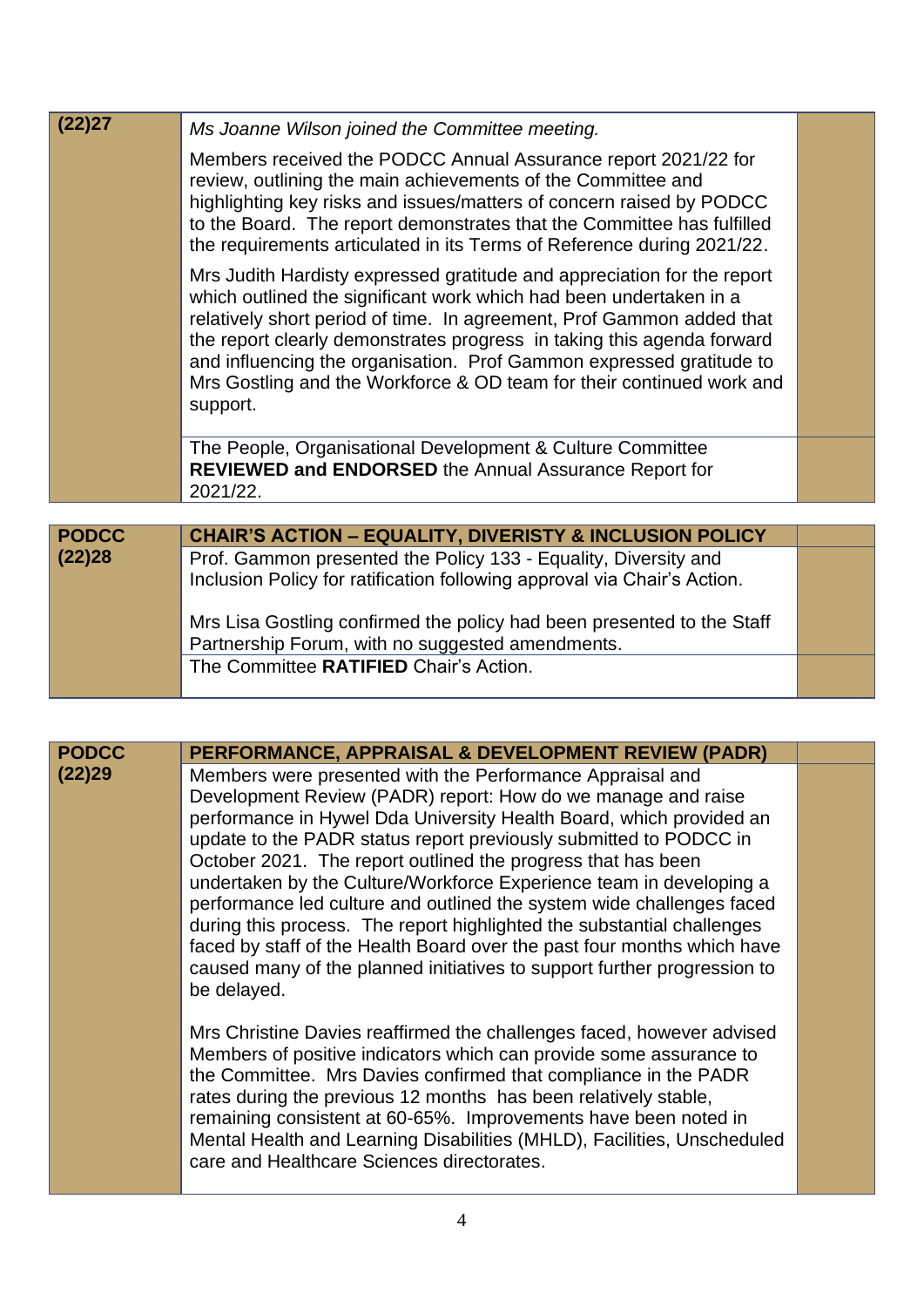| (22)27 | *Ms Joanne Wilson joined the Committee meeting.*<br><br>Members received the PODCC Annual Assurance report 2021/22 for review, outlining the main achievements of the Committee and highlighting key risks and issues/matters of concern raised by PODCC to the Board. The report demonstrates that the Committee has fulfilled the requirements articulated in its Terms of Reference during 2021/22.<br><br>Mrs Judith Hardisty expressed gratitude and appreciation for the report which outlined the significant work which had been undertaken in a relatively short period of time. In agreement, Prof Gammon added that the report clearly demonstrates progress in taking this agenda forward and influencing the organisation. Prof Gammon expressed gratitude to Mrs Gostling and the Workforce & OD team for their continued work and support. | |
|---|---|---|
| | The People, Organisational Development & Culture Committee **REVIEWED and ENDORSED** the Annual Assurance Report for 2021/22. | |

| PODCC (22)28 | CHAIR'S ACTION – EQUALITY, DIVERISTY & INCLUSION POLICY | |
|---|---|---|
| | Prof. Gammon presented the Policy 133 - Equality, Diversity and Inclusion Policy for ratification following approval via Chair's Action.<br><br>Mrs Lisa Gostling confirmed the policy had been presented to the Staff Partnership Forum, with no suggested amendments. | |
| | The Committee **RATIFIED** Chair's Action. | |

| PODCC (22)29 | PERFORMANCE, APPRAISAL & DEVELOPMENT REVIEW (PADR) | |
|---|---|---|
| | Members were presented with the Performance Appraisal and Development Review (PADR) report: How do we manage and raise performance in Hywel Dda University Health Board, which provided an update to the PADR status report previously submitted to PODCC in October 2021. The report outlined the progress that has been undertaken by the Culture/Workforce Experience team in developing a performance led culture and outlined the system wide challenges faced during this process. The report highlighted the substantial challenges faced by staff of the Health Board over the past four months which have caused many of the planned initiatives to support further progression to be delayed.<br><br>Mrs Christine Davies reaffirmed the challenges faced, however advised Members of positive indicators which can provide some assurance to the Committee. Mrs Davies confirmed that compliance in the PADR rates during the previous 12 months has been relatively stable, remaining consistent at 60-65%. Improvements have been noted in Mental Health and Learning Disabilities (MHLD), Facilities, Unscheduled care and Healthcare Sciences directorates. | |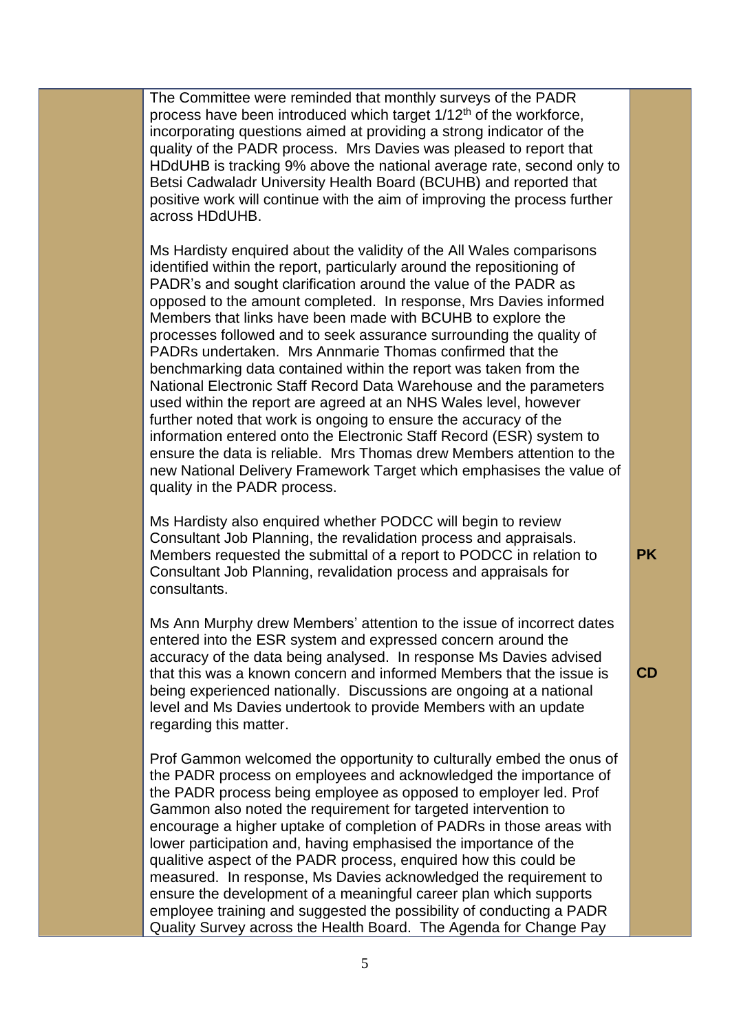| | | |
|---|---|---|
| | The Committee were reminded that monthly surveys of the PADR process have been introduced which target 1/12th of the workforce, incorporating questions aimed at providing a strong indicator of the quality of the PADR process. Mrs Davies was pleased to report that HDdUHB is tracking 9% above the national average rate, second only to Betsi Cadwaladr University Health Board (BCUHB) and reported that positive work will continue with the aim of improving the process further across HDdUHB. | |
| | Ms Hardisty enquired about the validity of the All Wales comparisons identified within the report, particularly around the repositioning of PADR's and sought clarification around the value of the PADR as opposed to the amount completed. In response, Mrs Davies informed Members that links have been made with BCUHB to explore the processes followed and to seek assurance surrounding the quality of PADRs undertaken. Mrs Annmarie Thomas confirmed that the benchmarking data contained within the report was taken from the National Electronic Staff Record Data Warehouse and the parameters used within the report are agreed at an NHS Wales level, however further noted that work is ongoing to ensure the accuracy of the information entered onto the Electronic Staff Record (ESR) system to ensure the data is reliable. Mrs Thomas drew Members attention to the new National Delivery Framework Target which emphasises the value of quality in the PADR process. | |
| | Ms Hardisty also enquired whether PODCC will begin to review Consultant Job Planning, the revalidation process and appraisals. Members requested the submittal of a report to PODCC in relation to Consultant Job Planning, revalidation process and appraisals for consultants. | **PK** |
| | Ms Ann Murphy drew Members' attention to the issue of incorrect dates entered into the ESR system and expressed concern around the accuracy of the data being analysed. In response Ms Davies advised that this was a known concern and informed Members that the issue is being experienced nationally. Discussions are ongoing at a national level and Ms Davies undertook to provide Members with an update regarding this matter. | **CD** |
| | Prof Gammon welcomed the opportunity to culturally embed the onus of the PADR process on employees and acknowledged the importance of the PADR process being employee as opposed to employer led. Prof Gammon also noted the requirement for targeted intervention to encourage a higher uptake of completion of PADRs in those areas with lower participation and, having emphasised the importance of the qualitive aspect of the PADR process, enquired how this could be measured. In response, Ms Davies acknowledged the requirement to ensure the development of a meaningful career plan which supports employee training and suggested the possibility of conducting a PADR Quality Survey across the Health Board. The Agenda for Change Pay | |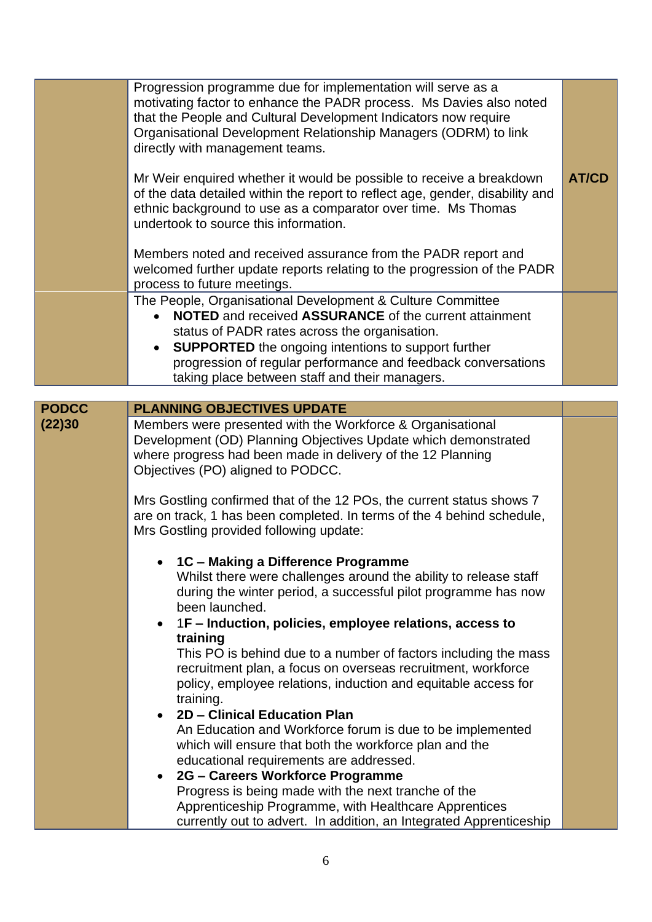| | | |
|---|---|---|
| | Progression programme due for implementation will serve as a motivating factor to enhance the PADR process. Ms Davies also noted that the People and Cultural Development Indicators now require Organisational Development Relationship Managers (ODRM) to link directly with management teams.<br><br>Mr Weir enquired whether it would be possible to receive a breakdown of the data detailed within the report to reflect age, gender, disability and ethnic background to use as a comparator over time. Ms Thomas undertook to source this information.<br><br>Members noted and received assurance from the PADR report and welcomed further update reports relating to the progression of the PADR process to future meetings. | **AT/CD** |
| | The People, Organisational Development & Culture Committee<br>• **NOTED** and received **ASSURANCE** of the current attainment status of PADR rates across the organisation.<br>• **SUPPORTED** the ongoing intentions to support further progression of regular performance and feedback conversations taking place between staff and their managers. | |

| | | |
|---|---|---|
| **PODCC (22)30** | **PLANNING OBJECTIVES UPDATE** | |
| | Members were presented with the Workforce & Organisational Development (OD) Planning Objectives Update which demonstrated where progress had been made in delivery of the 12 Planning Objectives (PO) aligned to PODCC.<br><br>Mrs Gostling confirmed that of the 12 POs, the current status shows 7 are on track, 1 has been completed. In terms of the 4 behind schedule, Mrs Gostling provided following update:<br><br>• **1C – Making a Difference Programme**<br>Whilst there were challenges around the ability to release staff during the winter period, a successful pilot programme has now been launched.<br>• 1**F – Induction, policies, employee relations, access to training**<br>This PO is behind due to a number of factors including the mass recruitment plan, a focus on overseas recruitment, workforce policy, employee relations, induction and equitable access for training.<br>• **2D – Clinical Education Plan**<br>An Education and Workforce forum is due to be implemented which will ensure that both the workforce plan and the educational requirements are addressed.<br>• **2G – Careers Workforce Programme**<br>Progress is being made with the next tranche of the Apprenticeship Programme, with Healthcare Apprentices currently out to advert. In addition, an Integrated Apprenticeship | |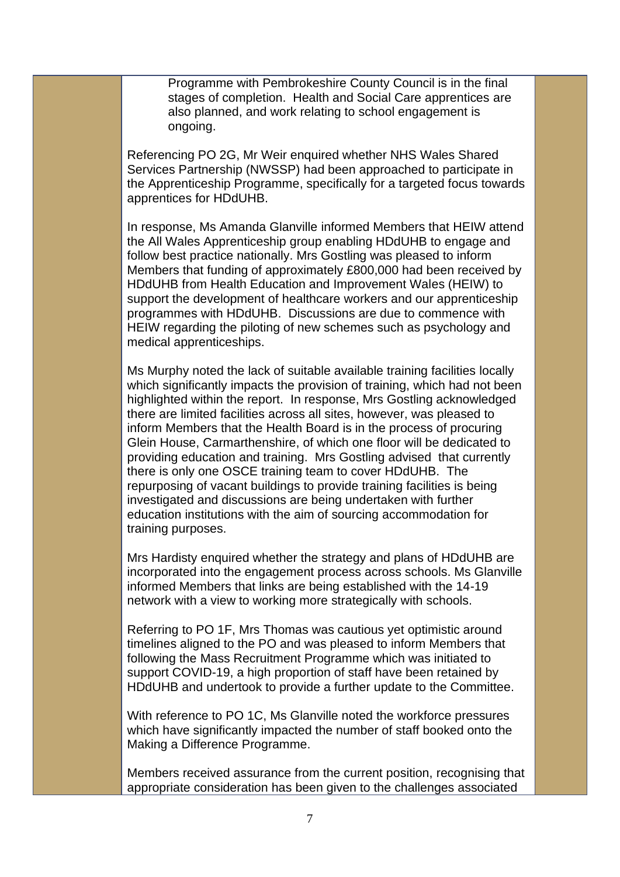Programme with Pembrokeshire County Council is in the final stages of completion. Health and Social Care apprentices are also planned, and work relating to school engagement is ongoing.

Referencing PO 2G, Mr Weir enquired whether NHS Wales Shared Services Partnership (NWSSP) had been approached to participate in the Apprenticeship Programme, specifically for a targeted focus towards apprentices for HDdUHB.

In response, Ms Amanda Glanville informed Members that HEIW attend the All Wales Apprenticeship group enabling HDdUHB to engage and follow best practice nationally. Mrs Gostling was pleased to inform Members that funding of approximately £800,000 had been received by HDdUHB from Health Education and Improvement Wales (HEIW) to support the development of healthcare workers and our apprenticeship programmes with HDdUHB. Discussions are due to commence with HEIW regarding the piloting of new schemes such as psychology and medical apprenticeships.

Ms Murphy noted the lack of suitable available training facilities locally which significantly impacts the provision of training, which had not been highlighted within the report. In response, Mrs Gostling acknowledged there are limited facilities across all sites, however, was pleased to inform Members that the Health Board is in the process of procuring Glein House, Carmarthenshire, of which one floor will be dedicated to providing education and training. Mrs Gostling advised that currently there is only one OSCE training team to cover HDdUHB. The repurposing of vacant buildings to provide training facilities is being investigated and discussions are being undertaken with further education institutions with the aim of sourcing accommodation for training purposes.

Mrs Hardisty enquired whether the strategy and plans of HDdUHB are incorporated into the engagement process across schools. Ms Glanville informed Members that links are being established with the 14-19 network with a view to working more strategically with schools.

Referring to PO 1F, Mrs Thomas was cautious yet optimistic around timelines aligned to the PO and was pleased to inform Members that following the Mass Recruitment Programme which was initiated to support COVID-19, a high proportion of staff have been retained by HDdUHB and undertook to provide a further update to the Committee.

With reference to PO 1C, Ms Glanville noted the workforce pressures which have significantly impacted the number of staff booked onto the Making a Difference Programme.

Members received assurance from the current position, recognising that appropriate consideration has been given to the challenges associated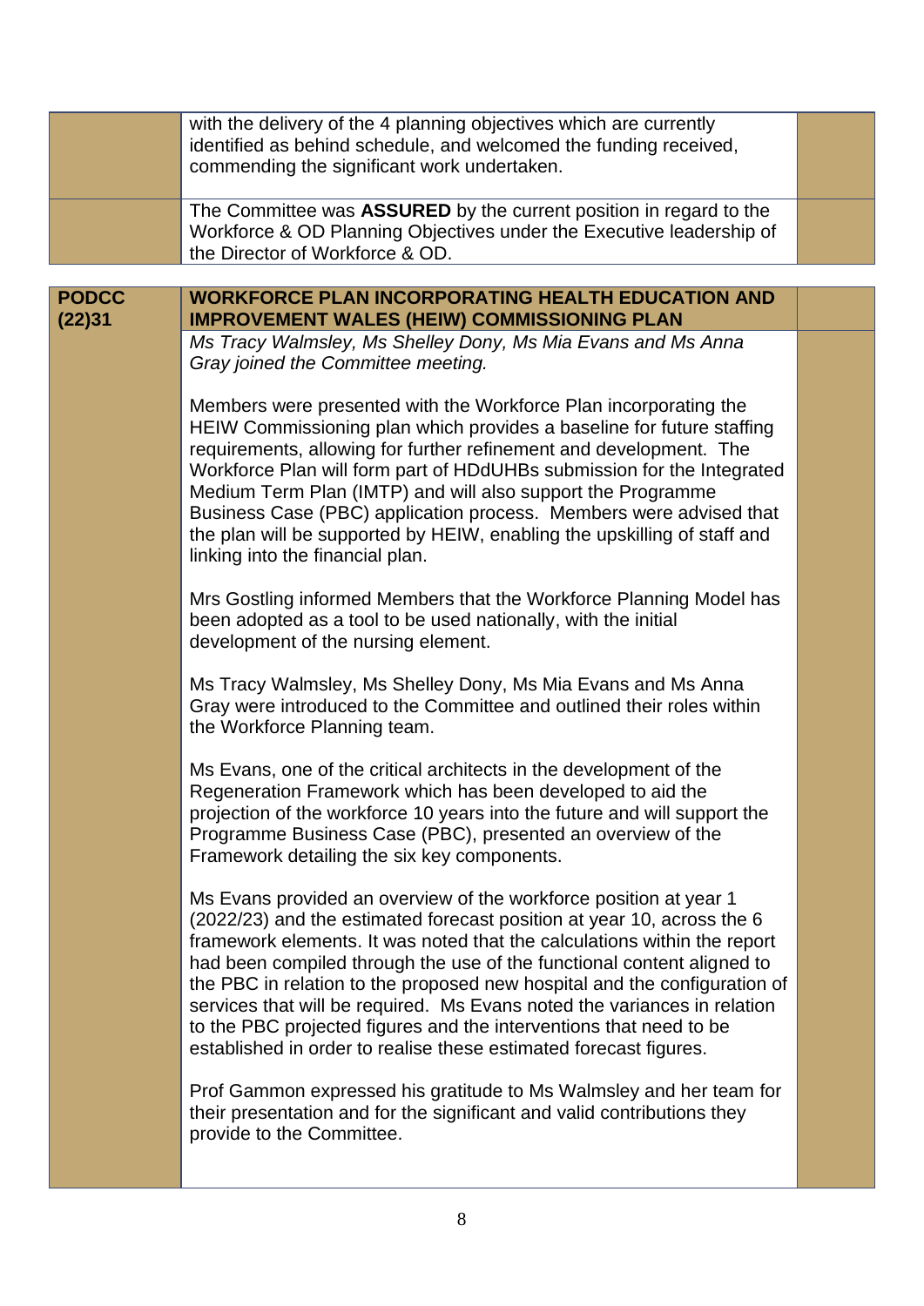| | | |
|---|---|---|
| | with the delivery of the 4 planning objectives which are currently identified as behind schedule, and welcomed the funding received, commending the significant work undertaken. | |
| | The Committee was **ASSURED** by the current position in regard to the Workforce & OD Planning Objectives under the Executive leadership of the Director of Workforce & OD. | |

| | | |
|---|---|---|
| **PODCC (22)31** | **WORKFORCE PLAN INCORPORATING HEALTH EDUCATION AND IMPROVEMENT WALES (HEIW) COMMISSIONING PLAN** | |
| | *Ms Tracy Walmsley, Ms Shelley Dony, Ms Mia Evans and Ms Anna Gray joined the Committee meeting.*<br><br>Members were presented with the Workforce Plan incorporating the HEIW Commissioning plan which provides a baseline for future staffing requirements, allowing for further refinement and development. The Workforce Plan will form part of HDdUHBs submission for the Integrated Medium Term Plan (IMTP) and will also support the Programme Business Case (PBC) application process. Members were advised that the plan will be supported by HEIW, enabling the upskilling of staff and linking into the financial plan.<br><br>Mrs Gostling informed Members that the Workforce Planning Model has been adopted as a tool to be used nationally, with the initial development of the nursing element.<br><br>Ms Tracy Walmsley, Ms Shelley Dony, Ms Mia Evans and Ms Anna Gray were introduced to the Committee and outlined their roles within the Workforce Planning team.<br><br>Ms Evans, one of the critical architects in the development of the Regeneration Framework which has been developed to aid the projection of the workforce 10 years into the future and will support the Programme Business Case (PBC), presented an overview of the Framework detailing the six key components.<br><br>Ms Evans provided an overview of the workforce position at year 1 (2022/23) and the estimated forecast position at year 10, across the 6 framework elements. It was noted that the calculations within the report had been compiled through the use of the functional content aligned to the PBC in relation to the proposed new hospital and the configuration of services that will be required. Ms Evans noted the variances in relation to the PBC projected figures and the interventions that need to be established in order to realise these estimated forecast figures.<br><br>Prof Gammon expressed his gratitude to Ms Walmsley and her team for their presentation and for the significant and valid contributions they provide to the Committee. | |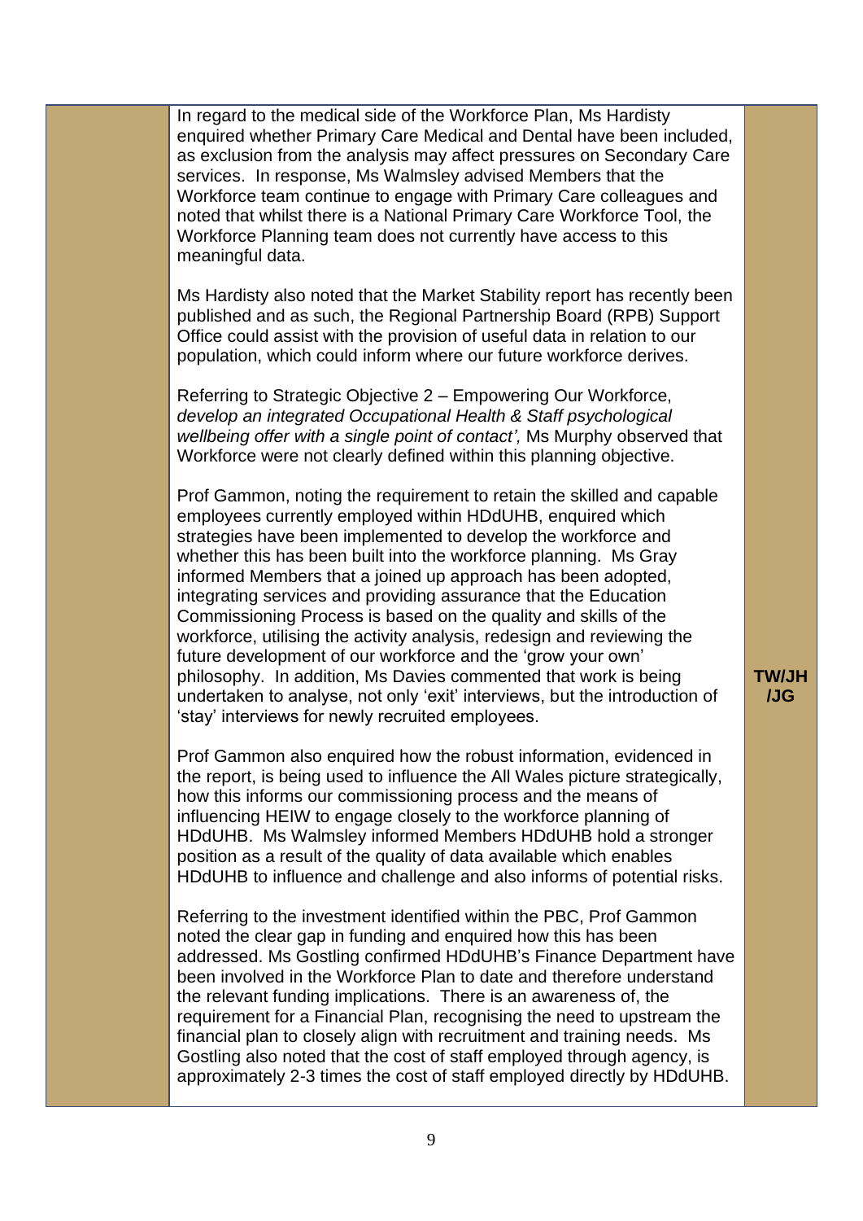| | | |
|---|---|---|
| | In regard to the medical side of the Workforce Plan, Ms Hardisty enquired whether Primary Care Medical and Dental have been included, as exclusion from the analysis may affect pressures on Secondary Care services. In response, Ms Walmsley advised Members that the Workforce team continue to engage with Primary Care colleagues and noted that whilst there is a National Primary Care Workforce Tool, the Workforce Planning team does not currently have access to this meaningful data.<br><br>Ms Hardisty also noted that the Market Stability report has recently been published and as such, the Regional Partnership Board (RPB) Support Office could assist with the provision of useful data in relation to our population, which could inform where our future workforce derives.<br><br>Referring to Strategic Objective 2 – Empowering Our Workforce, *develop an integrated Occupational Health & Staff psychological wellbeing offer with a single point of contact',* Ms Murphy observed that Workforce were not clearly defined within this planning objective.<br><br>Prof Gammon, noting the requirement to retain the skilled and capable employees currently employed within HDdUHB, enquired which strategies have been implemented to develop the workforce and whether this has been built into the workforce planning. Ms Gray informed Members that a joined up approach has been adopted, integrating services and providing assurance that the Education Commissioning Process is based on the quality and skills of the workforce, utilising the activity analysis, redesign and reviewing the future development of our workforce and the 'grow your own' philosophy. In addition, Ms Davies commented that work is being undertaken to analyse, not only 'exit' interviews, but the introduction of 'stay' interviews for newly recruited employees.<br><br>Prof Gammon also enquired how the robust information, evidenced in the report, is being used to influence the All Wales picture strategically, how this informs our commissioning process and the means of influencing HEIW to engage closely to the workforce planning of HDdUHB. Ms Walmsley informed Members HDdUHB hold a stronger position as a result of the quality of data available which enables HDdUHB to influence and challenge and also informs of potential risks.<br><br>Referring to the investment identified within the PBC, Prof Gammon noted the clear gap in funding and enquired how this has been addressed. Ms Gostling confirmed HDdUHB's Finance Department have been involved in the Workforce Plan to date and therefore understand the relevant funding implications. There is an awareness of, the requirement for a Financial Plan, recognising the need to upstream the financial plan to closely align with recruitment and training needs. Ms Gostling also noted that the cost of staff employed through agency, is approximately 2-3 times the cost of staff employed directly by HDdUHB. | **TW/JH /JG** |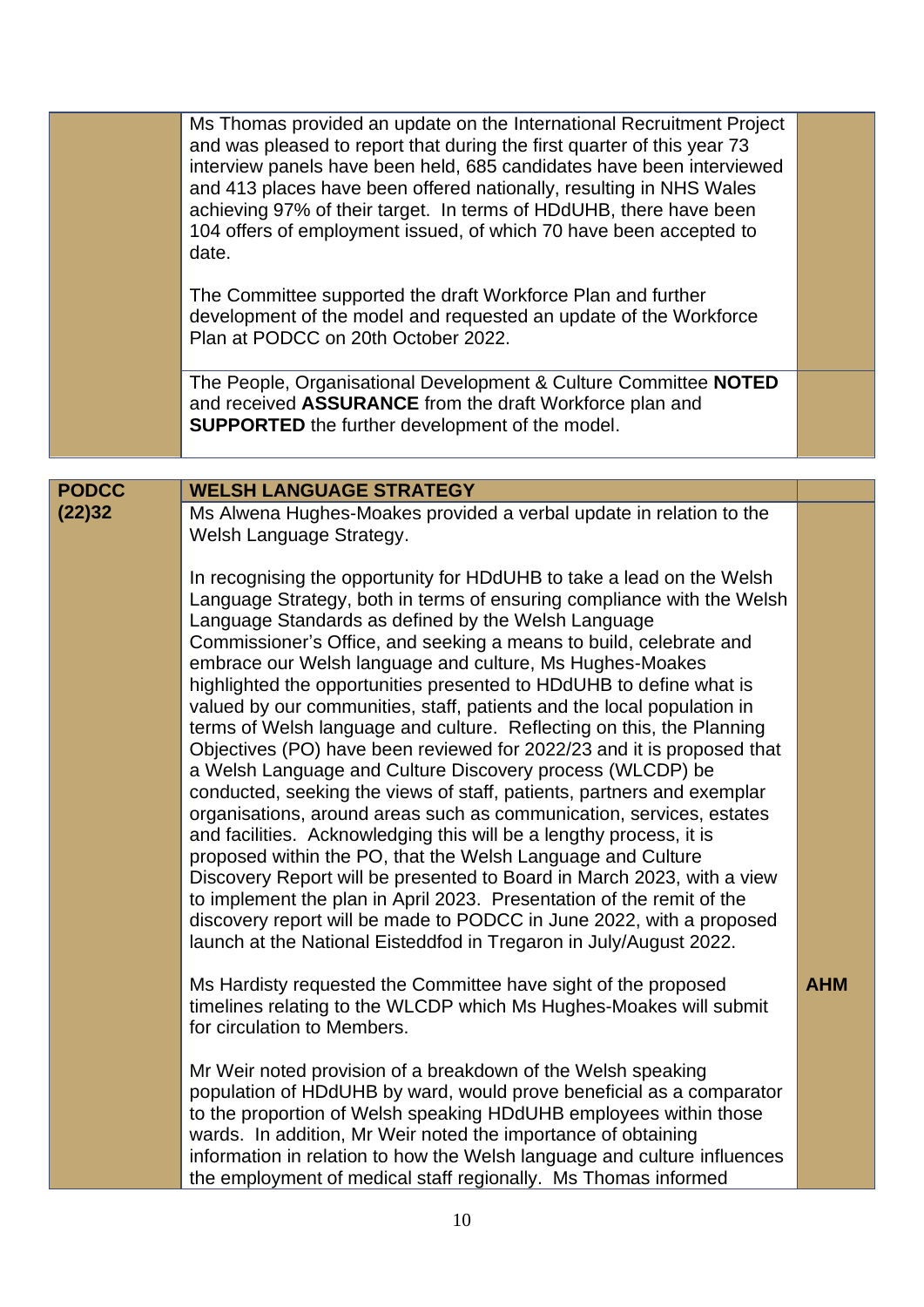| | | |
|---|---|---|
| | Ms Thomas provided an update on the International Recruitment Project and was pleased to report that during the first quarter of this year 73 interview panels have been held, 685 candidates have been interviewed and 413 places have been offered nationally, resulting in NHS Wales achieving 97% of their target. In terms of HDdUHB, there have been 104 offers of employment issued, of which 70 have been accepted to date.<br><br>The Committee supported the draft Workforce Plan and further development of the model and requested an update of the Workforce Plan at PODCC on 20th October 2022. | |
| | The People, Organisational Development & Culture Committee **NOTED** and received **ASSURANCE** from the draft Workforce plan and **SUPPORTED** the further development of the model. | |

| | | |
|---|---|---|
| **PODCC (22)32** | **WELSH LANGUAGE STRATEGY** | |
| | Ms Alwena Hughes-Moakes provided a verbal update in relation to the Welsh Language Strategy.<br><br>In recognising the opportunity for HDdUHB to take a lead on the Welsh Language Strategy, both in terms of ensuring compliance with the Welsh Language Standards as defined by the Welsh Language Commissioner's Office, and seeking a means to build, celebrate and embrace our Welsh language and culture, Ms Hughes-Moakes highlighted the opportunities presented to HDdUHB to define what is valued by our communities, staff, patients and the local population in terms of Welsh language and culture. Reflecting on this, the Planning Objectives (PO) have been reviewed for 2022/23 and it is proposed that a Welsh Language and Culture Discovery process (WLCDP) be conducted, seeking the views of staff, patients, partners and exemplar organisations, around areas such as communication, services, estates and facilities. Acknowledging this will be a lengthy process, it is proposed within the PO, that the Welsh Language and Culture Discovery Report will be presented to Board in March 2023, with a view to implement the plan in April 2023. Presentation of the remit of the discovery report will be made to PODCC in June 2022, with a proposed launch at the National Eisteddfod in Tregaron in July/August 2022. | |
| | Ms Hardisty requested the Committee have sight of the proposed timelines relating to the WLCDP which Ms Hughes-Moakes will submit for circulation to Members. | **AHM** |
| | Mr Weir noted provision of a breakdown of the Welsh speaking population of HDdUHB by ward, would prove beneficial as a comparator to the proportion of Welsh speaking HDdUHB employees within those wards. In addition, Mr Weir noted the importance of obtaining information in relation to how the Welsh language and culture influences the employment of medical staff regionally. Ms Thomas informed | |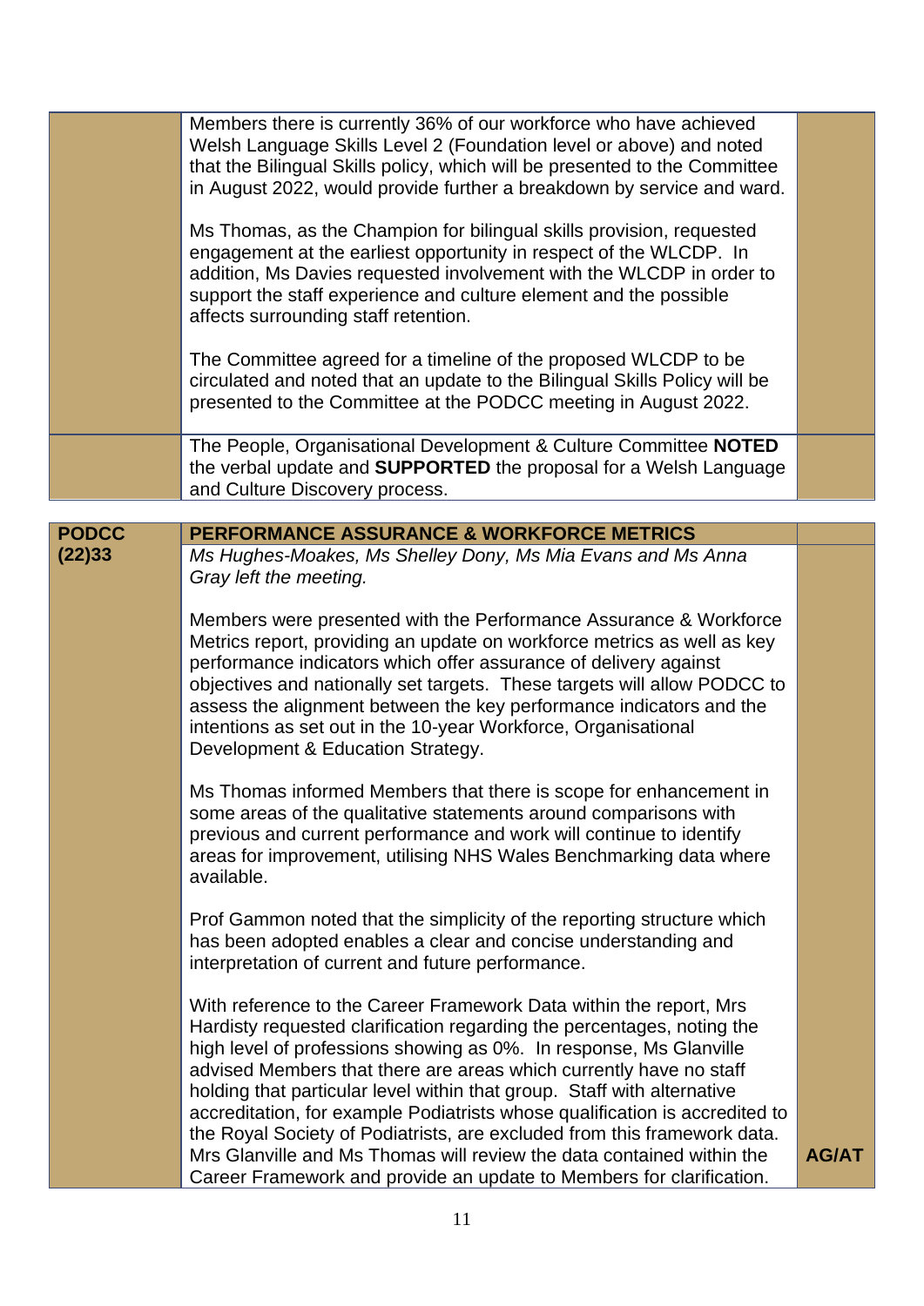| | | |
|---|---|---|
| | Members there is currently 36% of our workforce who have achieved Welsh Language Skills Level 2 (Foundation level or above) and noted that the Bilingual Skills policy, which will be presented to the Committee in August 2022, would provide further a breakdown by service and ward.<br><br>Ms Thomas, as the Champion for bilingual skills provision, requested engagement at the earliest opportunity in respect of the WLCDP. In addition, Ms Davies requested involvement with the WLCDP in order to support the staff experience and culture element and the possible affects surrounding staff retention.<br><br>The Committee agreed for a timeline of the proposed WLCDP to be circulated and noted that an update to the Bilingual Skills Policy will be presented to the Committee at the PODCC meeting in August 2022. | |
| | The People, Organisational Development & Culture Committee **NOTED** the verbal update and **SUPPORTED** the proposal for a Welsh Language and Culture Discovery process. | |

| | | |
|---|---|---|
| **PODCC (22)33** | **PERFORMANCE ASSURANCE & WORKFORCE METRICS** | |
| | *Ms Hughes-Moakes, Ms Shelley Dony, Ms Mia Evans and Ms Anna Gray left the meeting.*<br><br>Members were presented with the Performance Assurance & Workforce Metrics report, providing an update on workforce metrics as well as key performance indicators which offer assurance of delivery against objectives and nationally set targets. These targets will allow PODCC to assess the alignment between the key performance indicators and the intentions as set out in the 10-year Workforce, Organisational Development & Education Strategy.<br><br>Ms Thomas informed Members that there is scope for enhancement in some areas of the qualitative statements around comparisons with previous and current performance and work will continue to identify areas for improvement, utilising NHS Wales Benchmarking data where available.<br><br>Prof Gammon noted that the simplicity of the reporting structure which has been adopted enables a clear and concise understanding and interpretation of current and future performance.<br><br>With reference to the Career Framework Data within the report, Mrs Hardisty requested clarification regarding the percentages, noting the high level of professions showing as 0%. In response, Ms Glanville advised Members that there are areas which currently have no staff holding that particular level within that group. Staff with alternative accreditation, for example Podiatrists whose qualification is accredited to the Royal Society of Podiatrists, are excluded from this framework data. Mrs Glanville and Ms Thomas will review the data contained within the Career Framework and provide an update to Members for clarification. | **AG/AT** |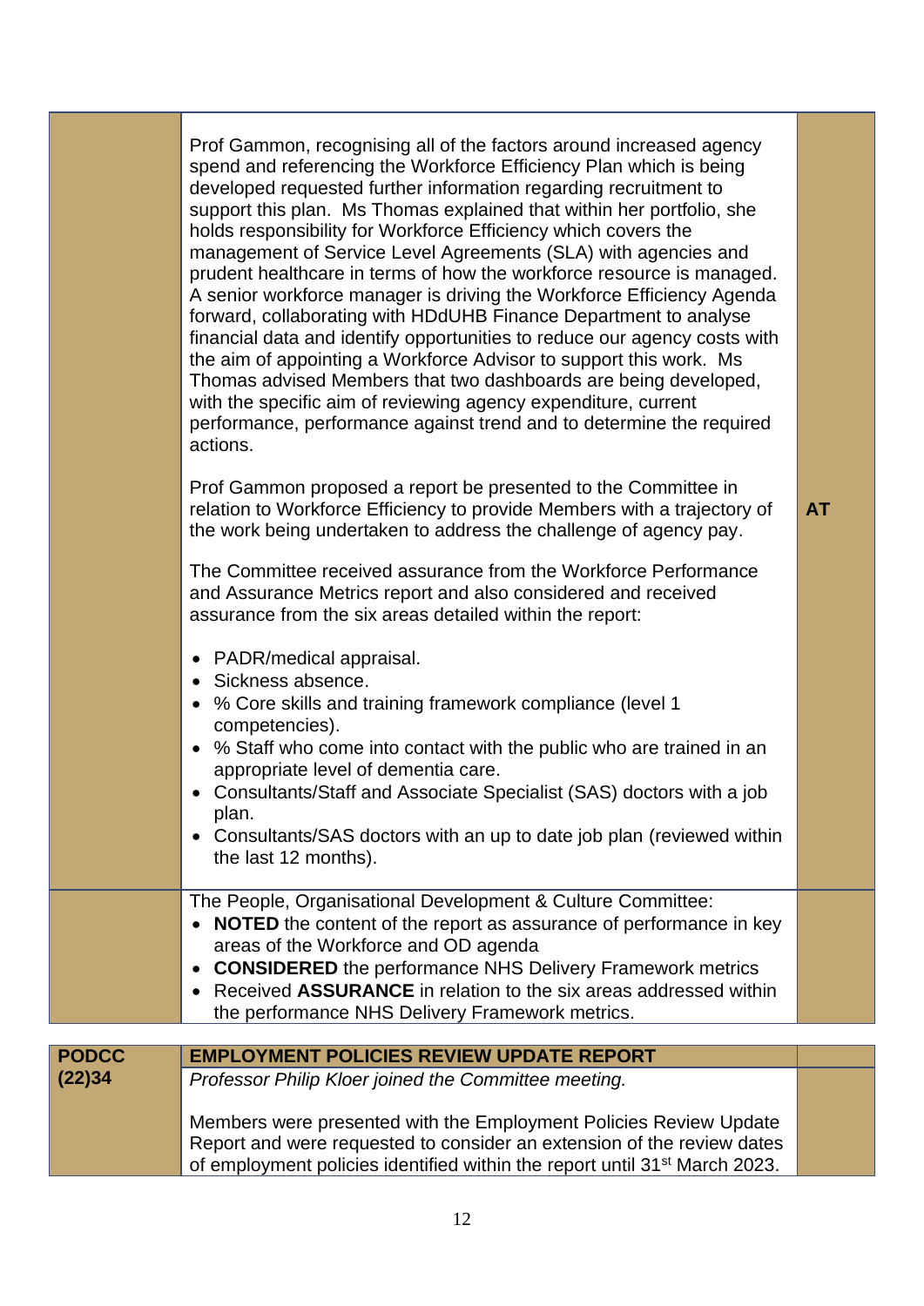| | | |
|---|---|---|
| | Prof Gammon, recognising all of the factors around increased agency spend and referencing the Workforce Efficiency Plan which is being developed requested further information regarding recruitment to support this plan. Ms Thomas explained that within her portfolio, she holds responsibility for Workforce Efficiency which covers the management of Service Level Agreements (SLA) with agencies and prudent healthcare in terms of how the workforce resource is managed. A senior workforce manager is driving the Workforce Efficiency Agenda forward, collaborating with HDdUHB Finance Department to analyse financial data and identify opportunities to reduce our agency costs with the aim of appointing a Workforce Advisor to support this work. Ms Thomas advised Members that two dashboards are being developed, with the specific aim of reviewing agency expenditure, current performance, performance against trend and to determine the required actions.<br><br>Prof Gammon proposed a report be presented to the Committee in relation to Workforce Efficiency to provide Members with a trajectory of the work being undertaken to address the challenge of agency pay.<br><br>The Committee received assurance from the Workforce Performance and Assurance Metrics report and also considered and received assurance from the six areas detailed within the report:<br><br>• PADR/medical appraisal.<br>• Sickness absence.<br>• % Core skills and training framework compliance (level 1 competencies).<br>• % Staff who come into contact with the public who are trained in an appropriate level of dementia care.<br>• Consultants/Staff and Associate Specialist (SAS) doctors with a job plan.<br>• Consultants/SAS doctors with an up to date job plan (reviewed within the last 12 months). | **AT** |
| | The People, Organisational Development & Culture Committee:<br>• **NOTED** the content of the report as assurance of performance in key areas of the Workforce and OD agenda<br>• **CONSIDERED** the performance NHS Delivery Framework metrics<br>• Received **ASSURANCE** in relation to the six areas addressed within the performance NHS Delivery Framework metrics. | |

| | | |
|---|---|---|
| **PODCC (22)34** | **EMPLOYMENT POLICIES REVIEW UPDATE REPORT** | |
| | *Professor Philip Kloer joined the Committee meeting.*<br><br>Members were presented with the Employment Policies Review Update Report and were requested to consider an extension of the review dates of employment policies identified within the report until 31st March 2023. | |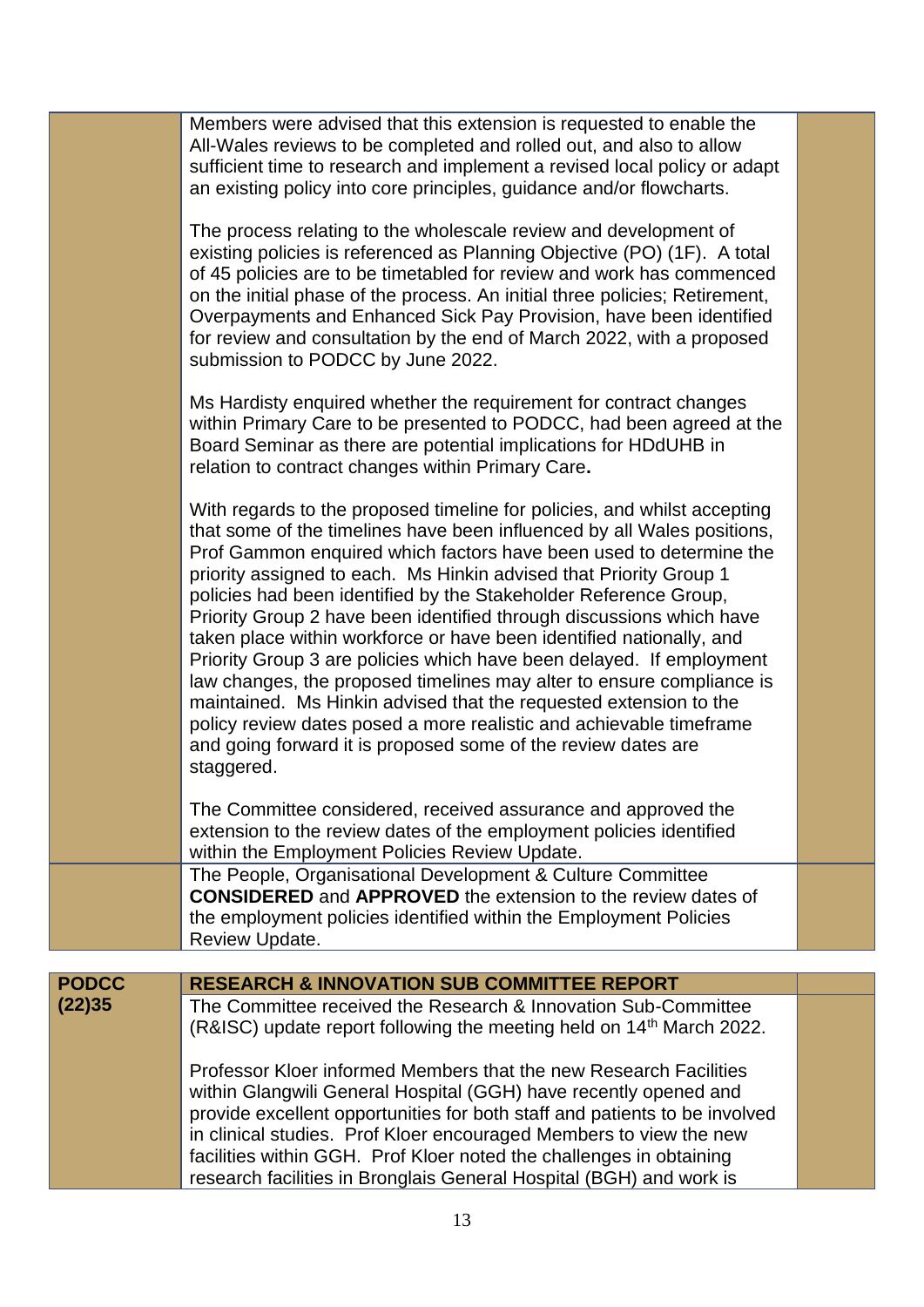| | | |
|---|---|---|
| | Members were advised that this extension is requested to enable the All-Wales reviews to be completed and rolled out, and also to allow sufficient time to research and implement a revised local policy or adapt an existing policy into core principles, guidance and/or flowcharts.<br><br>The process relating to the wholescale review and development of existing policies is referenced as Planning Objective (PO) (1F). A total of 45 policies are to be timetabled for review and work has commenced on the initial phase of the process. An initial three policies; Retirement, Overpayments and Enhanced Sick Pay Provision, have been identified for review and consultation by the end of March 2022, with a proposed submission to PODCC by June 2022.<br><br>Ms Hardisty enquired whether the requirement for contract changes within Primary Care to be presented to PODCC, had been agreed at the Board Seminar as there are potential implications for HDdUHB in relation to contract changes within Primary Care.<br><br>With regards to the proposed timeline for policies, and whilst accepting that some of the timelines have been influenced by all Wales positions, Prof Gammon enquired which factors have been used to determine the priority assigned to each. Ms Hinkin advised that Priority Group 1 policies had been identified by the Stakeholder Reference Group, Priority Group 2 have been identified through discussions which have taken place within workforce or have been identified nationally, and Priority Group 3 are policies which have been delayed. If employment law changes, the proposed timelines may alter to ensure compliance is maintained. Ms Hinkin advised that the requested extension to the policy review dates posed a more realistic and achievable timeframe and going forward it is proposed some of the review dates are staggered.<br><br>The Committee considered, received assurance and approved the extension to the review dates of the employment policies identified within the Employment Policies Review Update. | |
| | The People, Organisational Development & Culture Committee **CONSIDERED** and **APPROVED** the extension to the review dates of the employment policies identified within the Employment Policies Review Update. | |

| | | |
|---|---|---|
| **PODCC (22)35** | **RESEARCH & INNOVATION SUB COMMITTEE REPORT** | |
| | The Committee received the Research & Innovation Sub-Committee (R&ISC) update report following the meeting held on 14th March 2022.<br><br>Professor Kloer informed Members that the new Research Facilities within Glangwili General Hospital (GGH) have recently opened and provide excellent opportunities for both staff and patients to be involved in clinical studies. Prof Kloer encouraged Members to view the new facilities within GGH. Prof Kloer noted the challenges in obtaining research facilities in Bronglais General Hospital (BGH) and work is | |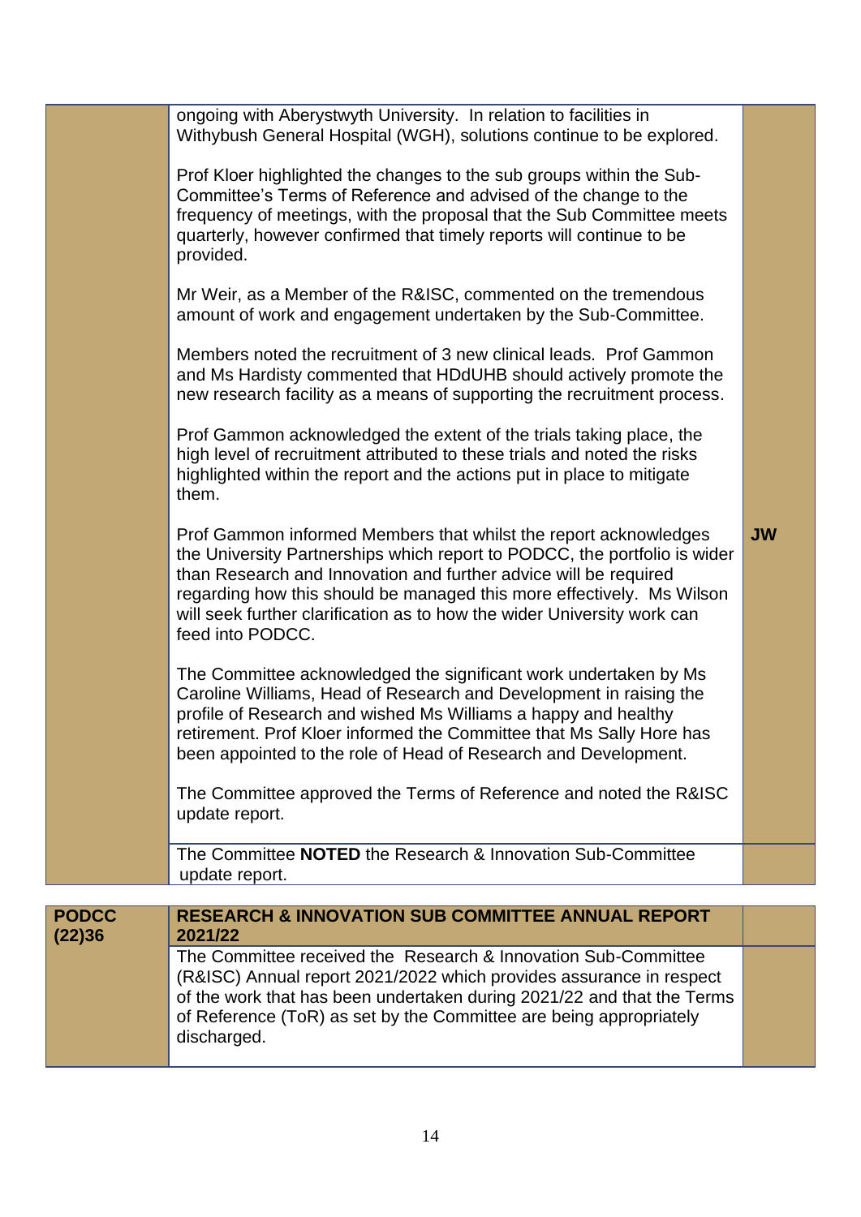| | | |
|---|---|---|
| | ongoing with Aberystwyth University. In relation to facilities in Withybush General Hospital (WGH), solutions continue to be explored.<br><br>Prof Kloer highlighted the changes to the sub groups within the Sub-Committee's Terms of Reference and advised of the change to the frequency of meetings, with the proposal that the Sub Committee meets quarterly, however confirmed that timely reports will continue to be provided.<br><br>Mr Weir, as a Member of the R&ISC, commented on the tremendous amount of work and engagement undertaken by the Sub-Committee.<br><br>Members noted the recruitment of 3 new clinical leads. Prof Gammon and Ms Hardisty commented that HDdUHB should actively promote the new research facility as a means of supporting the recruitment process.<br><br>Prof Gammon acknowledged the extent of the trials taking place, the high level of recruitment attributed to these trials and noted the risks highlighted within the report and the actions put in place to mitigate them.<br><br>Prof Gammon informed Members that whilst the report acknowledges the University Partnerships which report to PODCC, the portfolio is wider than Research and Innovation and further advice will be required regarding how this should be managed this more effectively. Ms Wilson will seek further clarification as to how the wider University work can feed into PODCC.<br><br>The Committee acknowledged the significant work undertaken by Ms Caroline Williams, Head of Research and Development in raising the profile of Research and wished Ms Williams a happy and healthy retirement. Prof Kloer informed the Committee that Ms Sally Hore has been appointed to the role of Head of Research and Development.<br><br>The Committee approved the Terms of Reference and noted the R&ISC update report. | **JW** |
| | The Committee **NOTED** the Research & Innovation Sub-Committee update report. | |

| | | |
|---|---|---|
| **PODCC (22)36** | **RESEARCH & INNOVATION SUB COMMITTEE ANNUAL REPORT 2021/22** | |
| | The Committee received the Research & Innovation Sub-Committee (R&ISC) Annual report 2021/2022 which provides assurance in respect of the work that has been undertaken during 2021/22 and that the Terms of Reference (ToR) as set by the Committee are being appropriately discharged. | |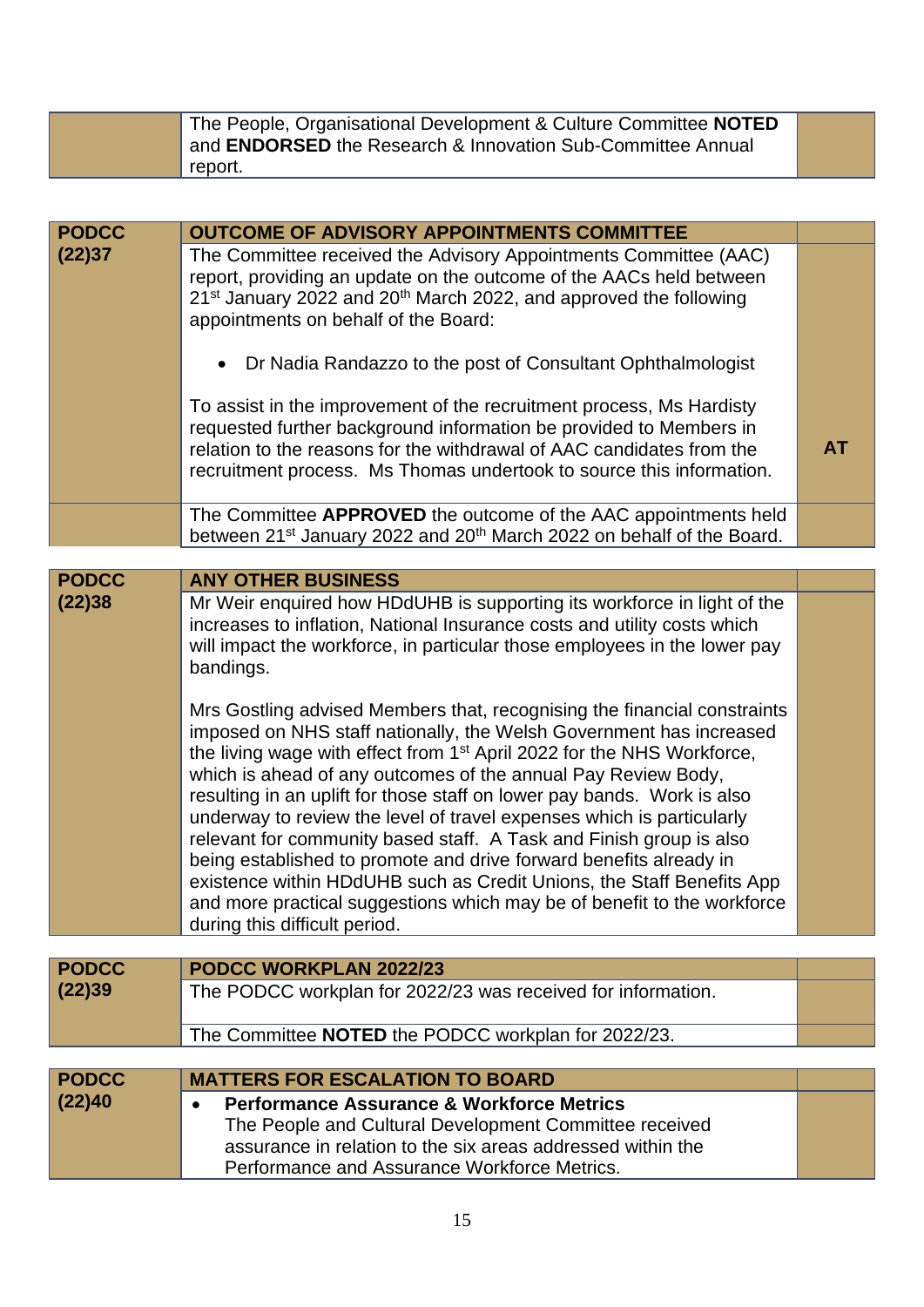| | | |
|---|---|---|
| | The People, Organisational Development & Culture Committee **NOTED** and **ENDORSED** the Research & Innovation Sub-Committee Annual report. | |

| **PODCC (22)37** | **OUTCOME OF ADVISORY APPOINTMENTS COMMITTEE** | |
|---|---|---|
| | The Committee received the Advisory Appointments Committee (AAC) report, providing an update on the outcome of the AACs held between 21st January 2022 and 20th March 2022, and approved the following appointments on behalf of the Board:<br><br>• Dr Nadia Randazzo to the post of Consultant Ophthalmologist<br><br>To assist in the improvement of the recruitment process, Ms Hardisty requested further background information be provided to Members in relation to the reasons for the withdrawal of AAC candidates from the recruitment process. Ms Thomas undertook to source this information. | **AT** |
| | The Committee **APPROVED** the outcome of the AAC appointments held between 21st January 2022 and 20th March 2022 on behalf of the Board. | |

| **PODCC (22)38** | **ANY OTHER BUSINESS** | |
|---|---|---|
| | Mr Weir enquired how HDdUHB is supporting its workforce in light of the increases to inflation, National Insurance costs and utility costs which will impact the workforce, in particular those employees in the lower pay bandings.<br><br>Mrs Gostling advised Members that, recognising the financial constraints imposed on NHS staff nationally, the Welsh Government has increased the living wage with effect from 1st April 2022 for the NHS Workforce, which is ahead of any outcomes of the annual Pay Review Body, resulting in an uplift for those staff on lower pay bands. Work is also underway to review the level of travel expenses which is particularly relevant for community based staff. A Task and Finish group is also being established to promote and drive forward benefits already in existence within HDdUHB such as Credit Unions, the Staff Benefits App and more practical suggestions which may be of benefit to the workforce during this difficult period. | |

| **PODCC (22)39** | **PODCC WORKPLAN 2022/23** | |
|---|---|---|
| | The PODCC workplan for 2022/23 was received for information. | |
| | The Committee **NOTED** the PODCC workplan for 2022/23. | |

| **PODCC (22)40** | **MATTERS FOR ESCALATION TO BOARD** | |
|---|---|---|
| | • **Performance Assurance & Workforce Metrics**<br>The People and Cultural Development Committee received assurance in relation to the six areas addressed within the Performance and Assurance Workforce Metrics. | |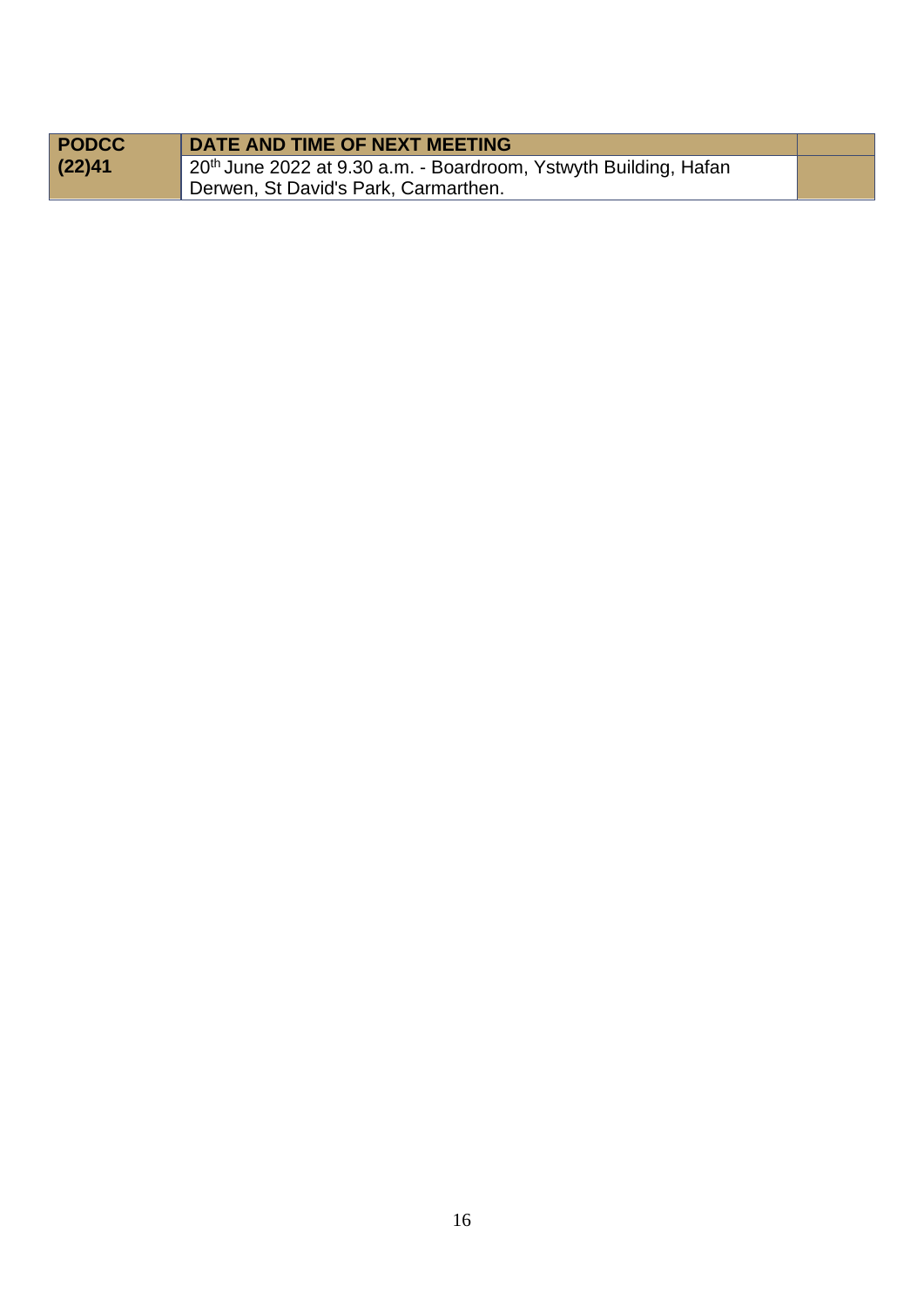| | | |
|---|---|---|
| **PODCC (22)41** | **DATE AND TIME OF NEXT MEETING** | |
| | 20th June 2022 at 9.30 a.m. - Boardroom, Ystwyth Building, Hafan Derwen, St David's Park, Carmarthen. | |